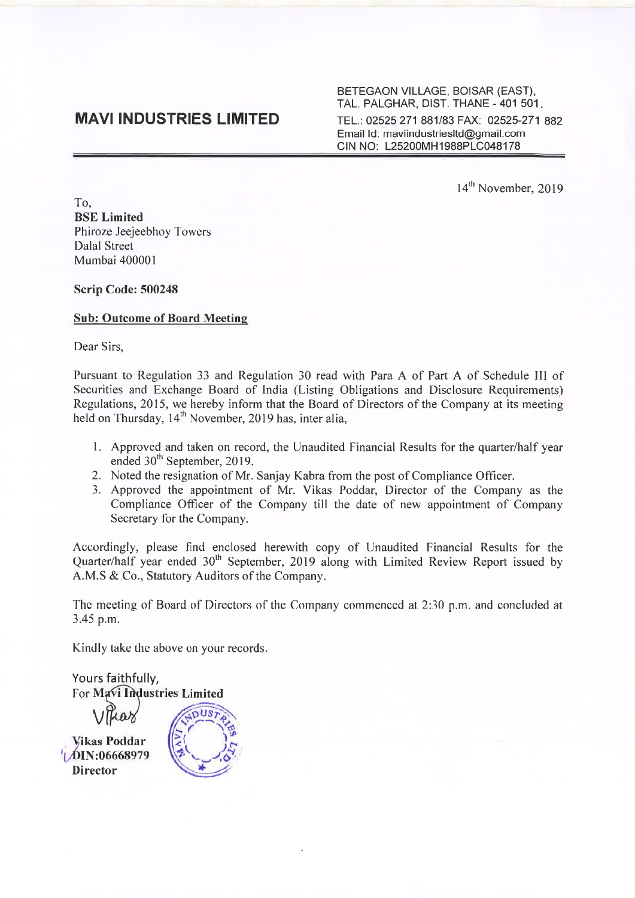# MAVI INDUSTRIES LIMITED

BETEGAON VILLAGE, BOISAR (EAST),
TAL. PALGHAR, DIST. THANE - 401 501.
TEL.: 02525 271 881/83 FAX: 02525-271 882
Email Id: maviindustriesltd@gmail.com
CIN NO: L25200MH1988PLC048178

14th November, 2019

To,
**BSE Limited**
Phiroze Jeejeebhoy Towers
Dalal Street
Mumbai 400001

**Scrip Code: 500248**

**Sub: Outcome of Board Meeting**

Dear Sirs,

Pursuant to Regulation 33 and Regulation 30 read with Para A of Part A of Schedule III of Securities and Exchange Board of India (Listing Obligations and Disclosure Requirements) Regulations, 2015, we hereby inform that the Board of Directors of the Company at its meeting held on Thursday, 14th November, 2019 has, inter alia,

1. Approved and taken on record, the Unaudited Financial Results for the quarter/half year ended 30th September, 2019.
2. Noted the resignation of Mr. Sanjay Kabra from the post of Compliance Officer.
3. Approved the appointment of Mr. Vikas Poddar, Director of the Company as the Compliance Officer of the Company till the date of new appointment of Company Secretary for the Company.

Accordingly, please find enclosed herewith copy of Unaudited Financial Results for the Quarter/half year ended 30th September, 2019 along with Limited Review Report issued by A.M.S & Co., Statutory Auditors of the Company.

The meeting of Board of Directors of the Company commenced at 2:30 p.m. and concluded at 3.45 p.m.

Kindly take the above on your records.

Yours faithfully,
For Mavi Industries Limited

**Vikas Poddar**
**DIN:06668979**
**Director**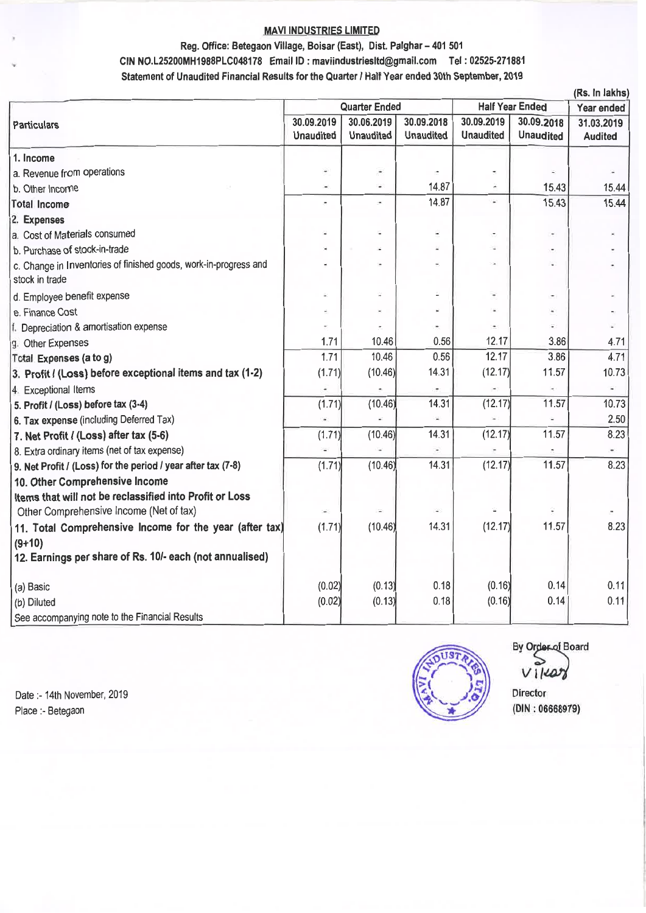**MAVI INDUSTRIES LIMITED**

**Reg. Office: Betegaon Village, Boisar (East), Dist. Palghar – 401 501**

**CIN NO.L25200MH1988PLC048178 Email ID : maviindustriesltd@gmail.com Tel : 02525-271881**

**Statement of Unaudited Financial Results for the Quarter / Half Year ended 30th September, 2019**

(Rs. In lakhs)

| Particulars | Quarter Ended | | | Half Year Ended | | Year ended |
|---|---|---|---|---|---|---|
| | 30.09.2019 Unaudited | 30.06.2019 Unaudited | 30.09.2018 Unaudited | 30.09.2019 Unaudited | 30.09.2018 Unaudited | 31.03.2019 Audited |
| **1. Income** | | | | | | |
| a. Revenue from operations | - | - | - | - | - | - |
| b. Other Income | - | - | 14.87 | - | 15.43 | 15.44 |
| **Total Income** | - | - | 14.87 | - | 15.43 | 15.44 |
| **2. Expenses** | | | | | | |
| a. Cost of Materials consumed | - | - | - | - | - | - |
| b. Purchase of stock-in-trade | - | - | - | - | - | - |
| c. Change in Inventories of finished goods, work-in-progress and stock in trade | - | - | - | - | - | - |
| d. Employee benefit expense | - | - | - | - | - | - |
| e. Finance Cost | - | - | - | - | - | - |
| f. Depreciation & amortisation expense | - | - | - | - | - | - |
| g. Other Expenses | 1.71 | 10.46 | 0.56 | 12.17 | 3.86 | 4.71 |
| **Total Expenses (a to g)** | 1.71 | 10.46 | 0.56 | 12.17 | 3.86 | 4.71 |
| **3. Profit / (Loss) before exceptional items and tax (1-2)** | (1.71) | (10.46) | 14.31 | (12.17) | 11.57 | 10.73 |
| 4. Exceptional Items | - | - | - | - | - | - |
| **5. Profit / (Loss) before tax (3-4)** | (1.71) | (10.46) | 14.31 | (12.17) | 11.57 | 10.73 |
| **6. Tax expense** (including Deferred Tax) | - | - | - | - | - | 2.50 |
| **7. Net Profit / (Loss) after tax (5-6)** | (1.71) | (10.46) | 14.31 | (12.17) | 11.57 | 8.23 |
| 8. Extra ordinary items (net of tax expense) | - | - | - | - | - | - |
| **9. Net Profit / (Loss) for the period / year after tax (7-8)** | (1.71) | (10.46) | 14.31 | (12.17) | 11.57 | 8.23 |
| **10. Other Comprehensive Income** | | | | | | |
| **Items that will not be reclassified into Profit or Loss** | | | | | | |
| Other Comprehensive Income (Net of tax) | - | - | - | - | - | - |
| **11. Total Comprehensive Income for the year (after tax) (9+10)** | (1.71) | (10.46) | 14.31 | (12.17) | 11.57 | 8.23 |
| **12. Earnings per share of Rs. 10/- each (not annualised)** | | | | | | |
| (a) Basic | (0.02) | (0.13) | 0.18 | (0.16) | 0.14 | 0.11 |
| (b) Diluted | (0.02) | (0.13) | 0.18 | (0.16) | 0.14 | 0.11 |
| See accompanying note to the Financial Results | | | | | | |

By Order of Board

Vikas

Director

(DIN : 06668979)

Date :- 14th November, 2019

Place :- Betegaon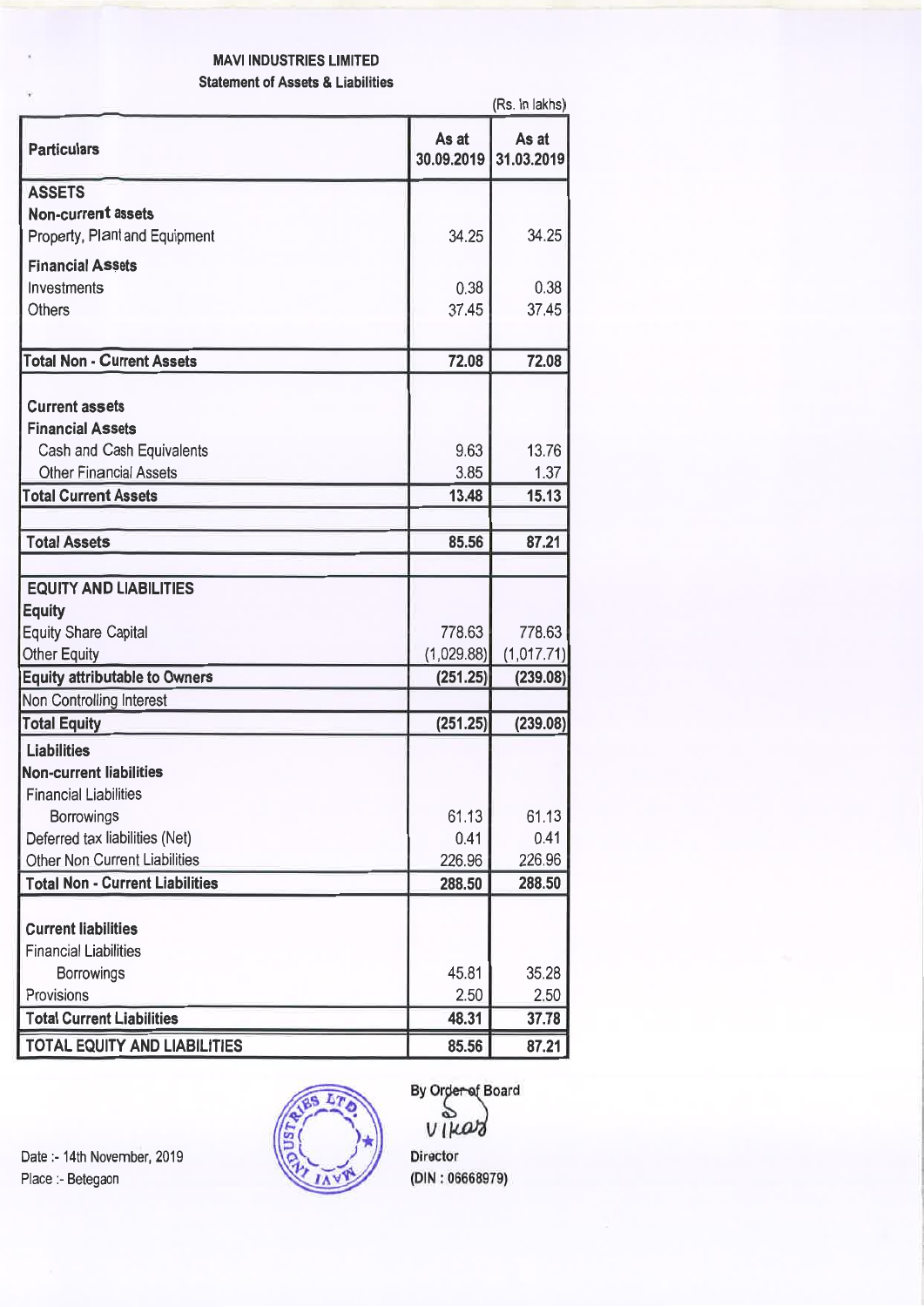**MAVI INDUSTRIES LIMITED**

**Statement of Assets & Liabilities**

(Rs. In lakhs)

| Particulars | As at 30.09.2019 | As at 31.03.2019 |
|---|---|---|
| **ASSETS** | | |
| **Non-current assets** | | |
| Property, Plant and Equipment | 34.25 | 34.25 |
| **Financial Assets** | | |
| Investments | 0.38 | 0.38 |
| Others | 37.45 | 37.45 |
| **Total Non - Current Assets** | **72.08** | **72.08** |
| **Current assets** | | |
| **Financial Assets** | | |
| Cash and Cash Equivalents | 9.63 | 13.76 |
| Other Financial Assets | 3.85 | 1.37 |
| **Total Current Assets** | **13.48** | **15.13** |
| **Total Assets** | **85.56** | **87.21** |
| **EQUITY AND LIABILITIES** | | |
| **Equity** | | |
| Equity Share Capital | 778.63 | 778.63 |
| Other Equity | (1,029.88) | (1,017.71) |
| **Equity attributable to Owners** | **(251.25)** | **(239.08)** |
| Non Controlling Interest | | |
| **Total Equity** | **(251.25)** | **(239.08)** |
| **Liabilities** | | |
| **Non-current liabilities** | | |
| Financial Liabilities | | |
| Borrowings | 61.13 | 61.13 |
| Deferred tax liabilities (Net) | 0.41 | 0.41 |
| Other Non Current Liabilities | 226.96 | 226.96 |
| **Total Non - Current Liabilities** | **288.50** | **288.50** |
| **Current liabilities** | | |
| Financial Liabilities | | |
| Borrowings | 45.81 | 35.28 |
| Provisions | 2.50 | 2.50 |
| **Total Current Liabilities** | **48.31** | **37.78** |
| **TOTAL EQUITY AND LIABILITIES** | **85.56** | **87.21** |

Date :- 14th November, 2019

Place :- Betegaon

By Order of Board

Vikas

**Director**

**(DIN : 06668979)**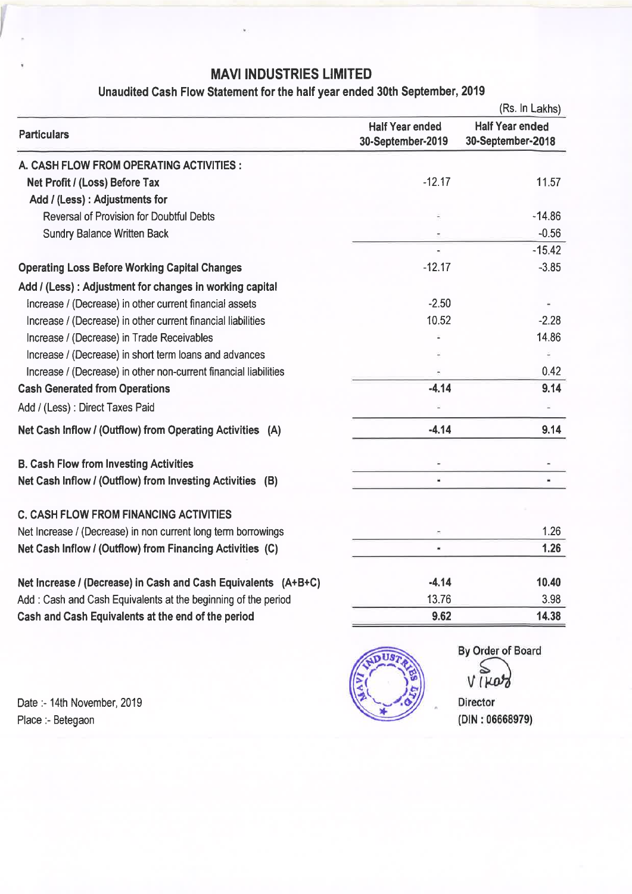# MAVI INDUSTRIES LIMITED

## Unaudited Cash Flow Statement for the half year ended 30th September, 2019

(Rs. In Lakhs)

| Particulars | Half Year ended 30-September-2019 | Half Year ended 30-September-2018 |
|---|---|---|
| **A. CASH FLOW FROM OPERATING ACTIVITIES :** | | |
| **Net Profit / (Loss) Before Tax** | -12.17 | 11.57 |
| **Add / (Less) : Adjustments for** | | |
| Reversal of Provision for Doubtful Debts | - | -14.86 |
| Sundry Balance Written Back | - | -0.56 |
| | - | -15.42 |
| **Operating Loss Before Working Capital Changes** | -12.17 | -3.85 |
| **Add / (Less) : Adjustment for changes in working capital** | | |
| Increase / (Decrease) in other current financial assets | -2.50 | - |
| Increase / (Decrease) in other current financial liabilities | 10.52 | -2.28 |
| Increase / (Decrease) in Trade Receivables | - | 14.86 |
| Increase / (Decrease) in short term loans and advances | - | - |
| Increase / (Decrease) in other non-current financial liabilities | - | 0.42 |
| **Cash Generated from Operations** | **-4.14** | **9.14** |
| Add / (Less) : Direct Taxes Paid | - | - |
| **Net Cash Inflow / (Outflow) from Operating Activities (A)** | **-4.14** | **9.14** |
| **B. Cash Flow from Investing Activities** | - | - |
| **Net Cash Inflow / (Outflow) from Investing Activities (B)** | - | - |
| **C. CASH FLOW FROM FINANCING ACTIVITIES** | | |
| Net Increase / (Decrease) in non current long term borrowings | - | 1.26 |
| **Net Cash Inflow / (Outflow) from Financing Activities (C)** | - | **1.26** |
| **Net Increase / (Decrease) in Cash and Cash Equivalents (A+B+C)** | **-4.14** | **10.40** |
| Add : Cash and Cash Equivalents at the beginning of the period | 13.76 | 3.98 |
| **Cash and Cash Equivalents at the end of the period** | **9.62** | **14.38** |

By Order of Board

Director
(DIN : 06668979)

Date :- 14th November, 2019
Place :- Betegaon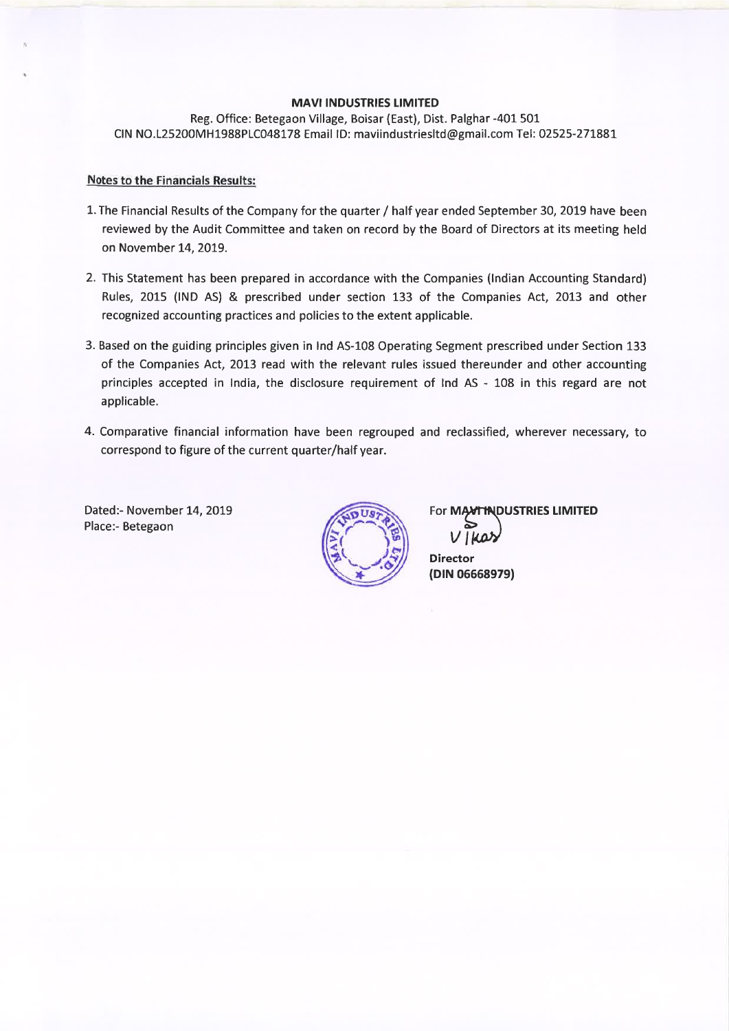**MAVI INDUSTRIES LIMITED**

Reg. Office: Betegaon Village, Boisar (East), Dist. Palghar -401 501
CIN NO.L25200MH1988PLC048178 Email ID: maviindustriesltd@gmail.com Tel: 02525-271881

**Notes to the Financials Results:**

1. The Financial Results of the Company for the quarter / half year ended September 30, 2019 have been reviewed by the Audit Committee and taken on record by the Board of Directors at its meeting held on November 14, 2019.

2. This Statement has been prepared in accordance with the Companies (Indian Accounting Standard) Rules, 2015 (IND AS) & prescribed under section 133 of the Companies Act, 2013 and other recognized accounting practices and policies to the extent applicable.

3. Based on the guiding principles given in Ind AS-108 Operating Segment prescribed under Section 133 of the Companies Act, 2013 read with the relevant rules issued thereunder and other accounting principles accepted in India, the disclosure requirement of Ind AS - 108 in this regard are not applicable.

4. Comparative financial information have been regrouped and reclassified, wherever necessary, to correspond to figure of the current quarter/half year.

Dated:- November 14, 2019
Place:- Betegaon

For **MAVI INDUSTRIES LIMITED**

Vikas

**Director**
**(DIN 06668979)**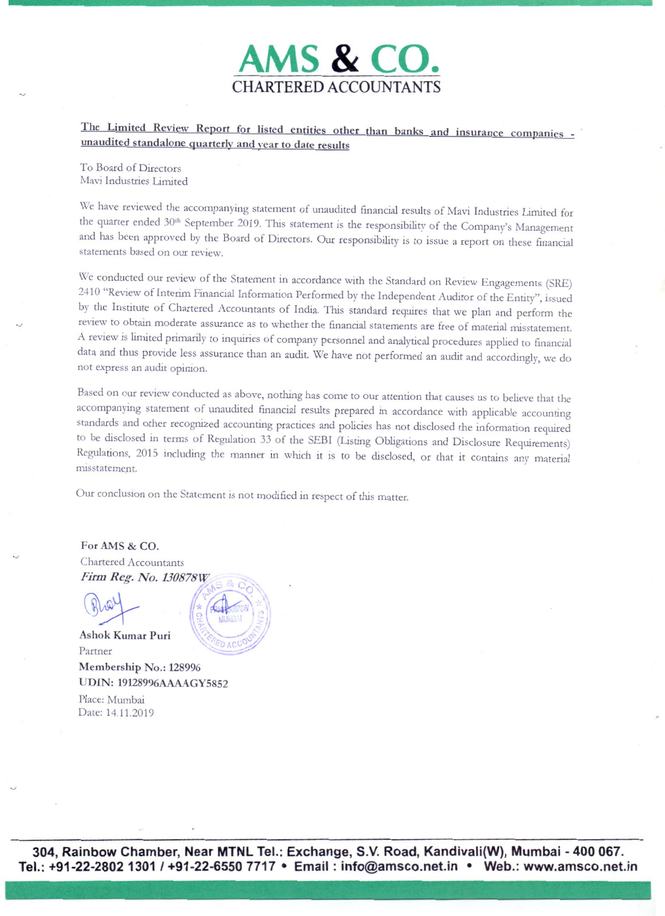# AMS & CO.
## CHARTERED ACCOUNTANTS

**The Limited Review Report for listed entities other than banks and insurance companies - unaudited standalone quarterly and year to date results**

To Board of Directors
Mavi Industries Limited

We have reviewed the accompanying statement of unaudited financial results of Mavi Industries Limited for the quarter ended 30th September 2019. This statement is the responsibility of the Company's Management and has been approved by the Board of Directors. Our responsibility is to issue a report on these financial statements based on our review.

We conducted our review of the Statement in accordance with the Standard on Review Engagements (SRE) 2410 "Review of Interim Financial Information Performed by the Independent Auditor of the Entity", issued by the Institute of Chartered Accountants of India. This standard requires that we plan and perform the review to obtain moderate assurance as to whether the financial statements are free of material misstatement. A review is limited primarily to inquiries of company personnel and analytical procedures applied to financial data and thus provide less assurance than an audit. We have not performed an audit and accordingly, we do not express an audit opinion.

Based on our review conducted as above, nothing has come to our attention that causes us to believe that the accompanying statement of unaudited financial results prepared in accordance with applicable accounting standards and other recognized accounting practices and policies has not disclosed the information required to be disclosed in terms of Regulation 33 of the SEBI (Listing Obligations and Disclosure Requirements) Regulations, 2015 including the manner in which it is to be disclosed, or that it contains any material misstatement.

Our conclusion on the Statement is not modified in respect of this matter.

For AMS & CO.
Chartered Accountants
*Firm Reg. No. 130878W*

**Ashok Kumar Puri**
Partner
**Membership No.: 128996**
**UDIN: 19128996AAAAGY5852**
Place: Mumbai
Date: 14.11.2019

**304, Rainbow Chamber, Near MTNL Tel.: Exchange, S.V. Road, Kandivali(W), Mumbai - 400 067.**
**Tel.: +91-22-2802 1301 / +91-22-6550 7717 • Email : info@amsco.net.in • Web.: www.amsco.net.in**